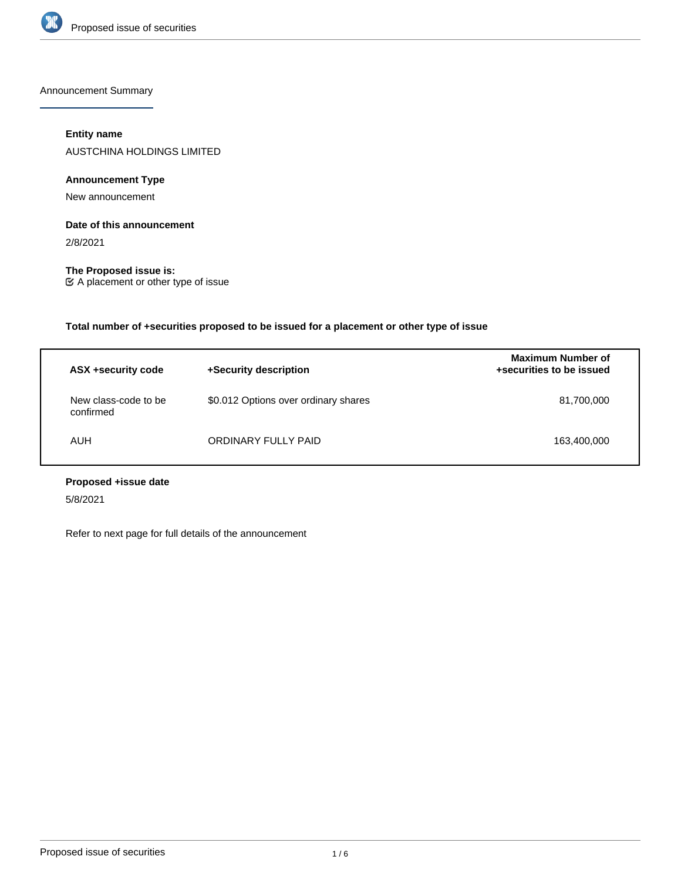Announcement Summary

**Entity name**

AUSTCHINA HOLDINGS LIMITED

**Announcement Type**

New announcement

**Date of this announcement**

2/8/2021

**The Proposed issue is:**

☑ A placement or other type of issue

**Total number of +securities proposed to be issued for a placement or other type of issue**

| ASX +security code | +Security description | Maximum Number of +securities to be issued |
|---|---|---|
| New class-code to be confirmed | $0.012 Options over ordinary shares | 81,700,000 |
| AUH | ORDINARY FULLY PAID | 163,400,000 |

**Proposed +issue date**

5/8/2021

Refer to next page for full details of the announcement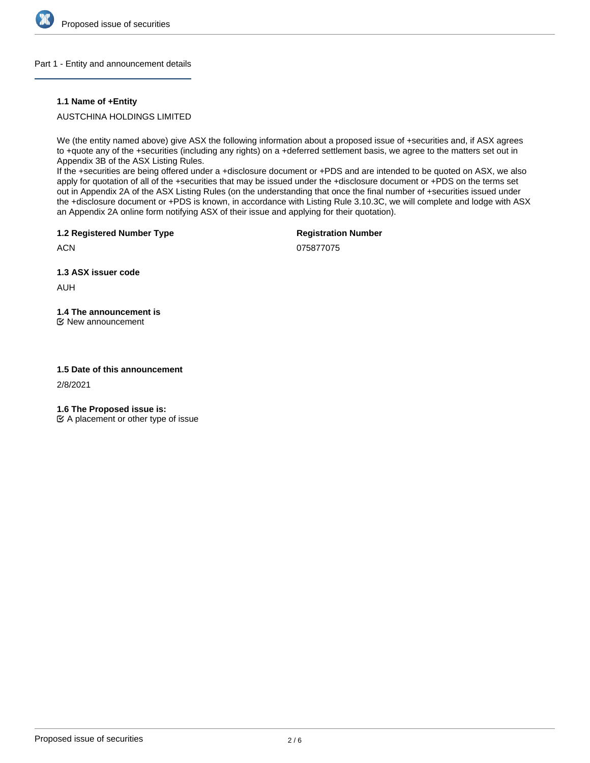## Part 1 - Entity and announcement details

### 1.1 Name of +Entity

AUSTCHINA HOLDINGS LIMITED

We (the entity named above) give ASX the following information about a proposed issue of +securities and, if ASX agrees to +quote any of the +securities (including any rights) on a +deferred settlement basis, we agree to the matters set out in Appendix 3B of the ASX Listing Rules.
If the +securities are being offered under a +disclosure document or +PDS and are intended to be quoted on ASX, we also apply for quotation of all of the +securities that may be issued under the +disclosure document or +PDS on the terms set out in Appendix 2A of the ASX Listing Rules (on the understanding that once the final number of +securities issued under the +disclosure document or +PDS is known, in accordance with Listing Rule 3.10.3C, we will complete and lodge with ASX an Appendix 2A online form notifying ASX of their issue and applying for their quotation).

**1.2 Registered Number Type**

ACN

**Registration Number**

075877075

**1.3 ASX issuer code**

AUH

**1.4 The announcement is**

New announcement

**1.5 Date of this announcement**

2/8/2021

**1.6 The Proposed issue is:**

A placement or other type of issue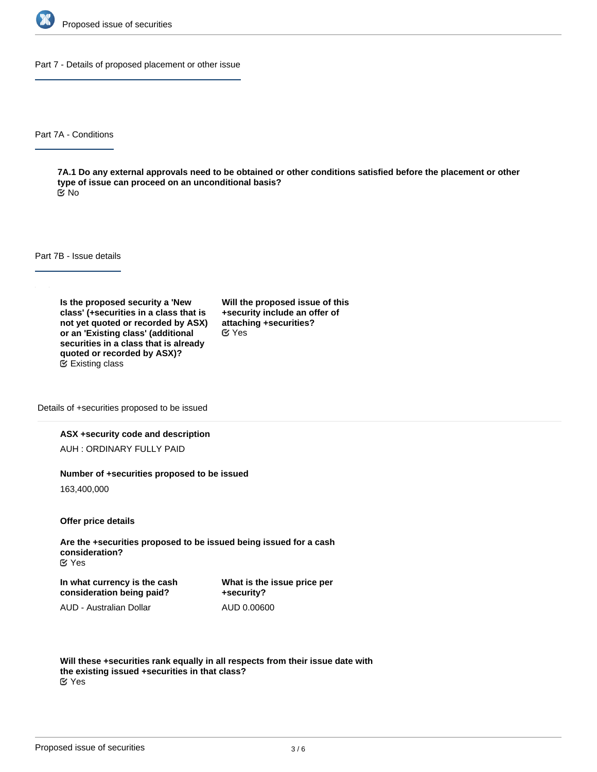## Part 7 - Details of proposed placement or other issue

### Part 7A - Conditions

**7A.1 Do any external approvals need to be obtained or other conditions satisfied before the placement or other type of issue can proceed on an unconditional basis?**
No

### Part 7B - Issue details

**Is the proposed security a 'New class' (+securities in a class that is not yet quoted or recorded by ASX) or an 'Existing class' (additional securities in a class that is already quoted or recorded by ASX)?**
Existing class

**Will the proposed issue of this +security include an offer of attaching +securities?**
Yes

#### Details of +securities proposed to be issued

**ASX +security code and description**

AUH : ORDINARY FULLY PAID

**Number of +securities proposed to be issued**

163,400,000

**Offer price details**

**Are the +securities proposed to be issued being issued for a cash consideration?**
Yes

**In what currency is the cash consideration being paid?**

AUD - Australian Dollar

**What is the issue price per +security?**

AUD 0.00600

**Will these +securities rank equally in all respects from their issue date with the existing issued +securities in that class?**
Yes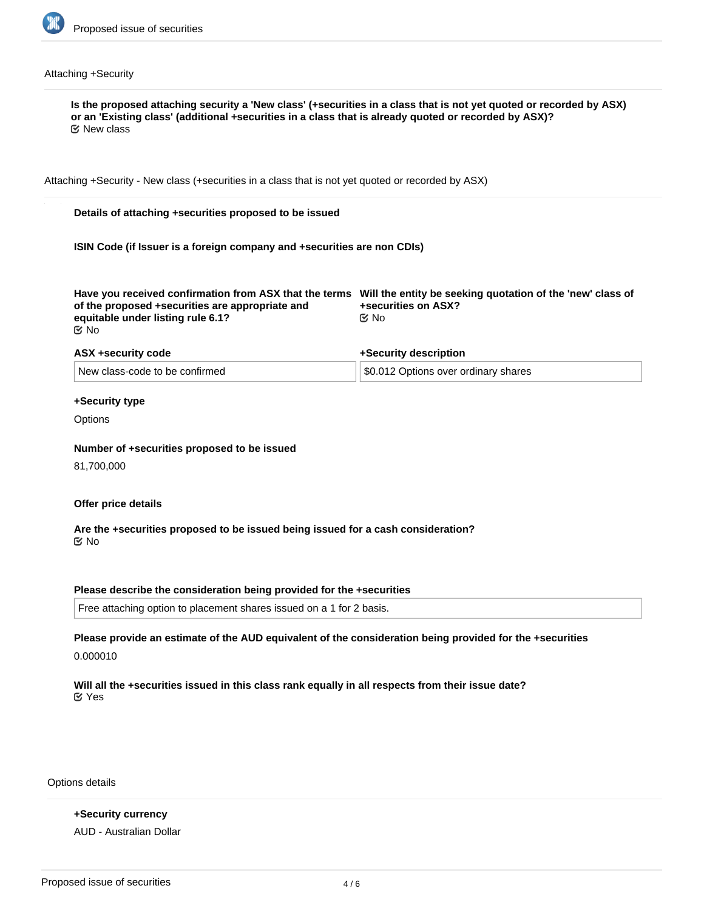## Attaching +Security

**Is the proposed attaching security a 'New class' (+securities in a class that is not yet quoted or recorded by ASX) or an 'Existing class' (additional +securities in a class that is already quoted or recorded by ASX)?**
New class

## Attaching +Security - New class (+securities in a class that is not yet quoted or recorded by ASX)

**Details of attaching +securities proposed to be issued**

**ISIN Code (if Issuer is a foreign company and +securities are non CDIs)**

**Have you received confirmation from ASX that the terms of the proposed +securities are appropriate and equitable under listing rule 6.1?**
No

**Will the entity be seeking quotation of the 'new' class of +securities on ASX?**
No

| ASX +security code | +Security description |
| --- | --- |
| New class-code to be confirmed | $0.012 Options over ordinary shares |

**+Security type**

Options

**Number of +securities proposed to be issued**

81,700,000

**Offer price details**

**Are the +securities proposed to be issued being issued for a cash consideration?**
No

**Please describe the consideration being provided for the +securities**

Free attaching option to placement shares issued on a 1 for 2 basis.

**Please provide an estimate of the AUD equivalent of the consideration being provided for the +securities**

0.000010

**Will all the +securities issued in this class rank equally in all respects from their issue date?**
Yes

## Options details

**+Security currency**

AUD - Australian Dollar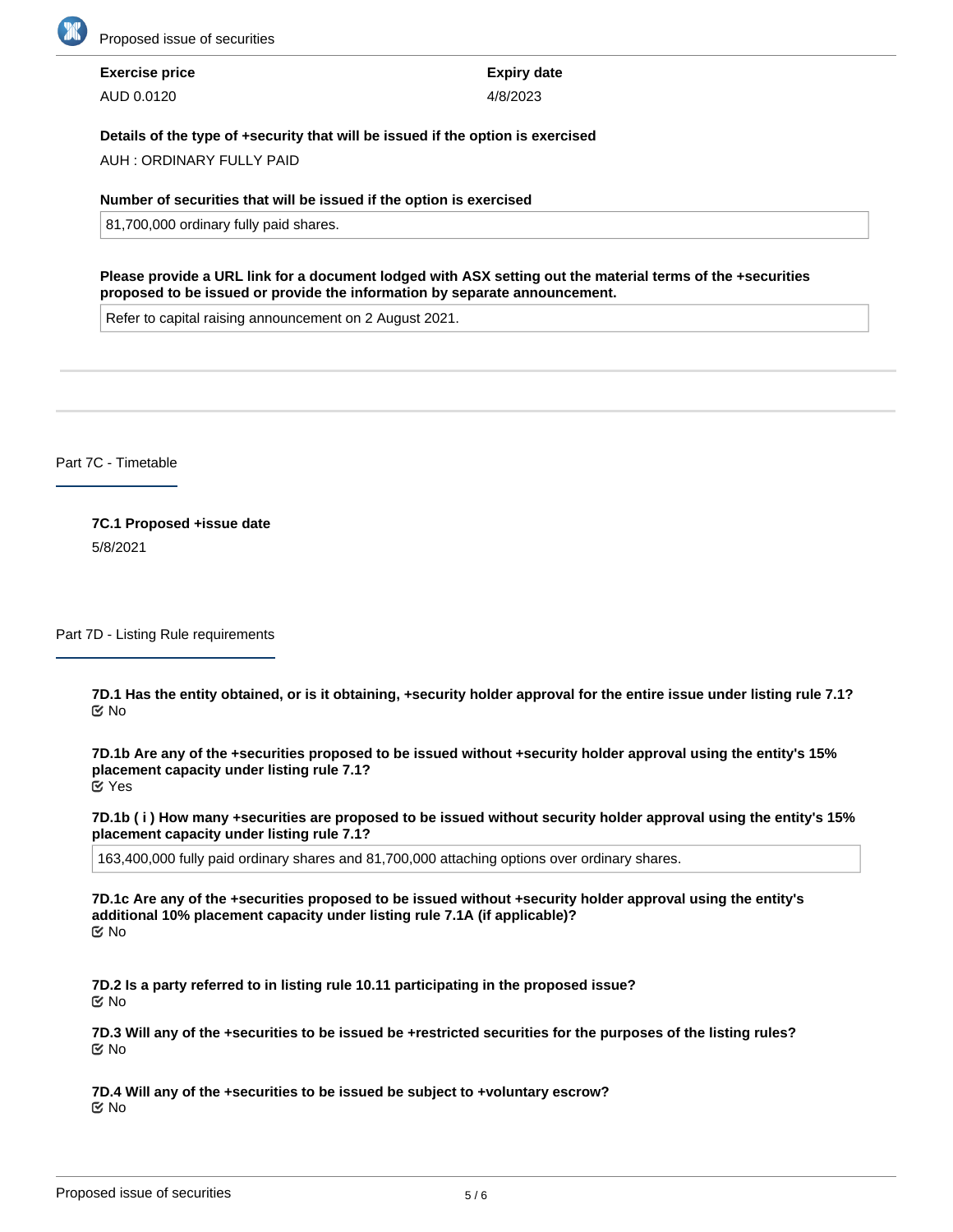**Exercise price**

AUD 0.0120

**Expiry date**

4/8/2023

**Details of the type of +security that will be issued if the option is exercised**

AUH : ORDINARY FULLY PAID

**Number of securities that will be issued if the option is exercised**

81,700,000 ordinary fully paid shares.

**Please provide a URL link for a document lodged with ASX setting out the material terms of the +securities proposed to be issued or provide the information by separate announcement.**

Refer to capital raising announcement on 2 August 2021.

## Part 7C - Timetable

**7C.1 Proposed +issue date**

5/8/2021

## Part 7D - Listing Rule requirements

**7D.1 Has the entity obtained, or is it obtaining, +security holder approval for the entire issue under listing rule 7.1?**

No

**7D.1b Are any of the +securities proposed to be issued without +security holder approval using the entity's 15% placement capacity under listing rule 7.1?**

Yes

**7D.1b ( i ) How many +securities are proposed to be issued without security holder approval using the entity's 15% placement capacity under listing rule 7.1?**

163,400,000 fully paid ordinary shares and 81,700,000 attaching options over ordinary shares.

**7D.1c Are any of the +securities proposed to be issued without +security holder approval using the entity's additional 10% placement capacity under listing rule 7.1A (if applicable)?**

No

**7D.2 Is a party referred to in listing rule 10.11 participating in the proposed issue?**

No

**7D.3 Will any of the +securities to be issued be +restricted securities for the purposes of the listing rules?**

No

**7D.4 Will any of the +securities to be issued be subject to +voluntary escrow?**

No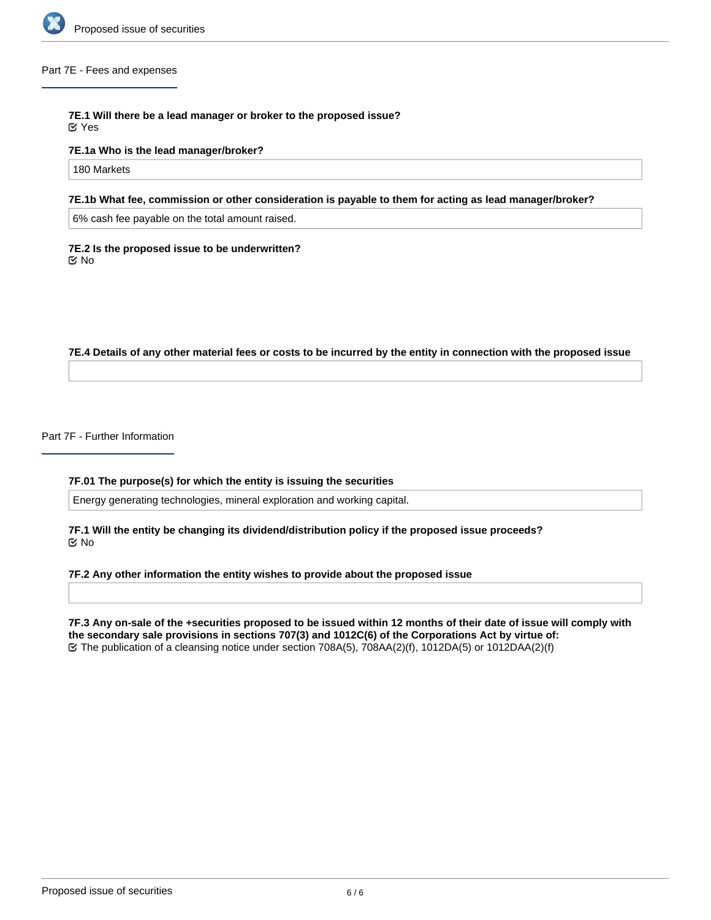## Part 7E - Fees and expenses

**7E.1 Will there be a lead manager or broker to the proposed issue?**
☑ Yes

**7E.1a Who is the lead manager/broker?**

180 Markets

**7E.1b What fee, commission or other consideration is payable to them for acting as lead manager/broker?**

6% cash fee payable on the total amount raised.

**7E.2 Is the proposed issue to be underwritten?**
☑ No

**7E.4 Details of any other material fees or costs to be incurred by the entity in connection with the proposed issue**

## Part 7F - Further Information

**7F.01 The purpose(s) for which the entity is issuing the securities**

Energy generating technologies, mineral exploration and working capital.

**7F.1 Will the entity be changing its dividend/distribution policy if the proposed issue proceeds?**
☑ No

**7F.2 Any other information the entity wishes to provide about the proposed issue**

**7F.3 Any on-sale of the +securities proposed to be issued within 12 months of their date of issue will comply with the secondary sale provisions in sections 707(3) and 1012C(6) of the Corporations Act by virtue of:**
☑ The publication of a cleansing notice under section 708A(5), 708AA(2)(f), 1012DA(5) or 1012DAA(2)(f)